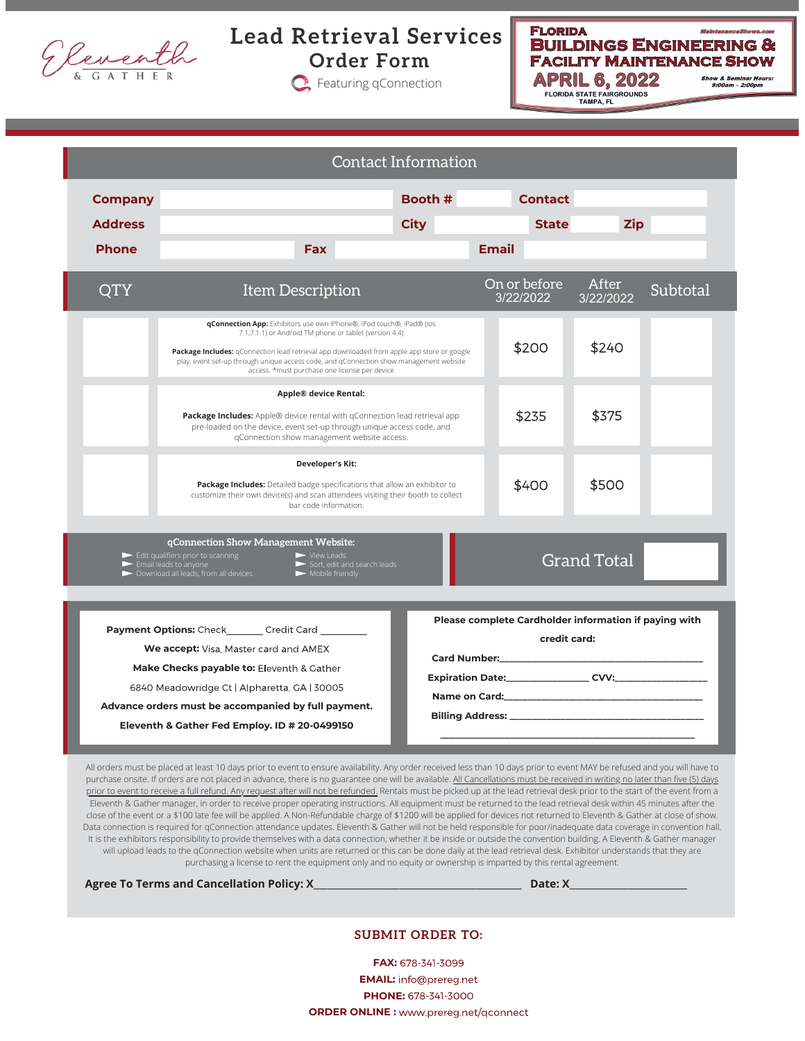Eleventh & GATHER

# Lead Retrieval Services Order Form

Featuring qConnection

**FLORIDA BUILDINGS ENGINEERING & FACILITY MAINTENANCE SHOW**
MaintenanceShows.com
**APRIL 6, 2022**
Show & Seminar Hours: 9:00am – 2:00pm
FLORIDA STATE FAIRGROUNDS
TAMPA, FL

## Contact Information

| | | | | | | | |
|---|---|---|---|---|---|---|---|
| **Company** | | **Booth #** | | **Contact** | | | |
| **Address** | | **City** | | **State** | | **Zip** | |
| **Phone** | | **Fax** | | **Email** | | | |

| QTY | Item Description | On or before 3/22/2022 | After 3/22/2022 | Subtotal |
|---|---|---|---|---|
| | **qConnection App:** Exhibitors use own iPhone®, iPod touch®, iPad® (ios 7.1,7.1.1) or Android TM phone or tablet (version 4.4)<br><br>**Package Includes:** qConnection lead retrieval app downloaded from apple app store or google play, event set-up through unique access code, and qConnection show management website access. *must purchase one license per device | $200 | $240 | |
| | **Apple® device Rental:**<br><br>**Package Includes:** Apple® device rental with qConnection lead retrieval app pre-loaded on the device, event set-up through unique access code, and qConnection show management website access. | $235 | $375 | |
| | **Developer's Kit:**<br><br>**Package Includes:** Detailed badge specifications that allow an exhibitor to customize their own device(s) and scan attendees visiting their booth to collect bar code information. | $400 | $500 | |

**qConnection Show Management Website:**

- Edit qualifiers prior to scanning
- Email leads to anyone
- Download all leads, from all devices
- View Leads
- Sort, edit and search leads
- Mobile friendly

**Grand Total** ________

**Payment Options:** Check_______ Credit Card _________

**We accept:** Visa, Master card and AMEX

**Make Checks payable to:** Eleventh & Gather

6840 Meadowridge Ct | Alpharetta, GA | 30005

**Advance orders must be accompanied by full payment.**

**Eleventh & Gather Fed Employ. ID # 20-0499150**

**Please complete Cardholder information if paying with credit card:**

**Card Number:**_________________________________________

**Expiration Date:**_______________ **CVV:**_________________

**Name on Card:**________________________________________

**Billing Address:** ________________________________________

_____________________________________________________

All orders must be placed at least 10 days prior to event to ensure availability. Any order received less than 10 days prior to event MAY be refused and you will have to purchase onsite. If orders are not placed in advance, there is no guarantee one will be available. All Cancellations must be received in writing no later than five (5) days prior to event to receive a full refund. Any request after will not be refunded. Rentals must be picked up at the lead retrieval desk prior to the start of the event from a Eleventh & Gather manager, in order to receive proper operating instructions. All equipment must be returned to the lead retrieval desk within 45 minutes after the close of the event or a $100 late fee will be applied. A Non-Refundable charge of $1200 will be applied for devices not returned to Eleventh & Gather at close of show. Data connection is required for qConnection attendance updates. Eleventh & Gather will not be held responsible for poor/inadequate data coverage in convention hall. It is the exhibitors responsibility to provide themselves with a data connection, whether it be inside or outside the convention building. A Eleventh & Gather manager will upload leads to the qConnection website when units are returned or this can be done daily at the lead retrieval desk. Exhibitor understands that they are purchasing a license to rent the equipment only and no equity or ownership is imparted by this rental agreement.

**Agree To Terms and Cancellation Policy: X**_______________________________________ **Date: X**_____________________

## SUBMIT ORDER TO:

**FAX:** 678-341-3099

**EMAIL:** info@prereg.net

**PHONE:** 678-341-3000

**ORDER ONLINE :** www.prereg.net/qconnect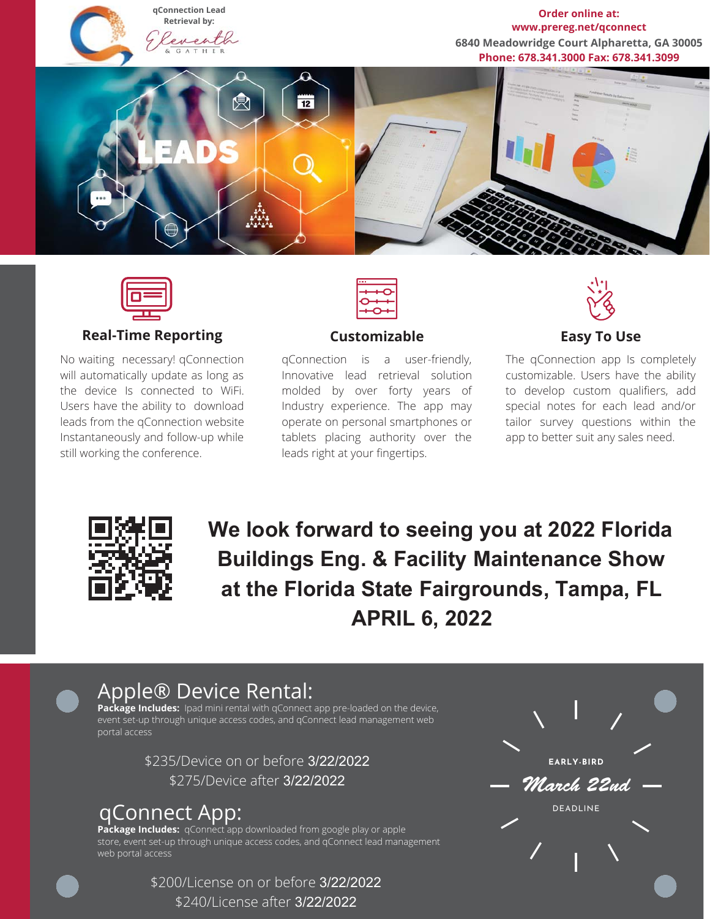qConnection Lead Retrieval by: Eleventh & GATHER

**Order online at:**
**www.prereg.net/qconnect**
**6840 Meadowridge Court Alpharetta, GA 30005**
**Phone: 678.341.3000 Fax: 678.341.3099**

LEADS

### Real-Time Reporting

No waiting necessary! qConnection will automatically update as long as the device Is connected to WiFi. Users have the ability to download leads from the qConnection website Instantaneously and follow-up while still working the conference.

### Customizable

qConnection is a user-friendly, Innovative lead retrieval solution molded by over forty years of Industry experience. The app may operate on personal smartphones or tablets placing authority over the leads right at your fingertips.

### Easy To Use

The qConnection app Is completely customizable. Users have the ability to develop custom qualifiers, add special notes for each lead and/or tailor survey questions within the app to better suit any sales need.

## We look forward to seeing you at 2022 Florida Buildings Eng. & Facility Maintenance Show at the Florida State Fairgrounds, Tampa, FL APRIL 6, 2022

## Apple® Device Rental:

**Package Includes:** Ipad mini rental with qConnect app pre-loaded on the device, event set-up through unique access codes, and qConnect lead management web portal access

$235/Device on or before 3/22/2022
$275/Device after 3/22/2022

## qConnect App:

**Package Includes:** qConnect app downloaded from google play or apple store, event set-up through unique access codes, and qConnect lead management web portal access

$200/License on or before 3/22/2022
$240/License after 3/22/2022

EARLY-BIRD
*March 22nd*
DEADLINE